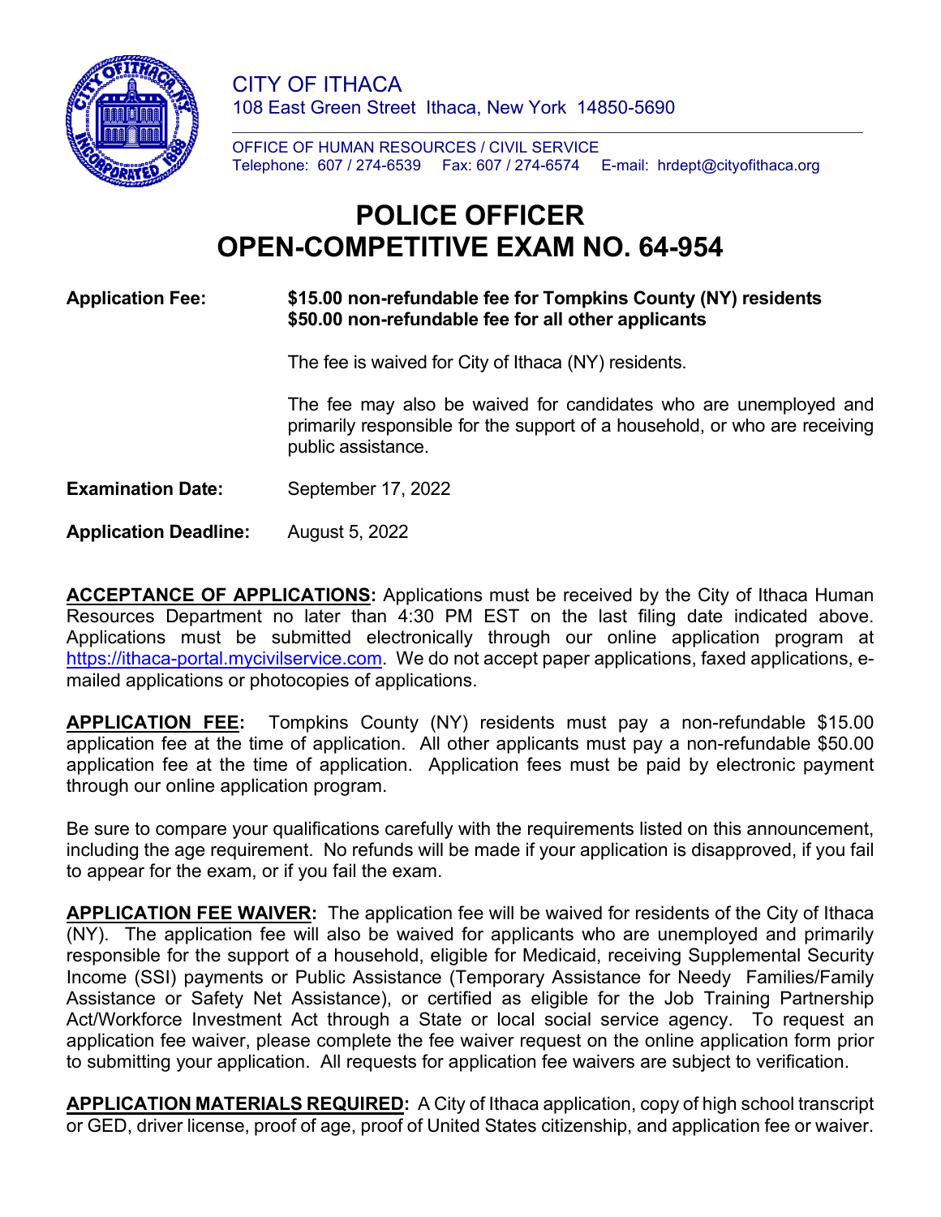CITY OF ITHACA
108 East Green Street Ithaca, New York 14850-5690

OFFICE OF HUMAN RESOURCES / CIVIL SERVICE
Telephone: 607 / 274-6539 Fax: 607 / 274-6574 E-mail: hrdept@cityofithaca.org

# POLICE OFFICER
# OPEN-COMPETITIVE EXAM NO. 64-954

**Application Fee:** **$15.00 non-refundable fee for Tompkins County (NY) residents**
**$50.00 non-refundable fee for all other applicants**

The fee is waived for City of Ithaca (NY) residents.

The fee may also be waived for candidates who are unemployed and primarily responsible for the support of a household, or who are receiving public assistance.

**Examination Date:** September 17, 2022

**Application Deadline:** August 5, 2022

**ACCEPTANCE OF APPLICATIONS:** Applications must be received by the City of Ithaca Human Resources Department no later than 4:30 PM EST on the last filing date indicated above. Applications must be submitted electronically through our online application program at https://ithaca-portal.mycivilservice.com. We do not accept paper applications, faxed applications, e-mailed applications or photocopies of applications.

**APPLICATION FEE:** Tompkins County (NY) residents must pay a non-refundable $15.00 application fee at the time of application. All other applicants must pay a non-refundable $50.00 application fee at the time of application. Application fees must be paid by electronic payment through our online application program.

Be sure to compare your qualifications carefully with the requirements listed on this announcement, including the age requirement. No refunds will be made if your application is disapproved, if you fail to appear for the exam, or if you fail the exam.

**APPLICATION FEE WAIVER:** The application fee will be waived for residents of the City of Ithaca (NY). The application fee will also be waived for applicants who are unemployed and primarily responsible for the support of a household, eligible for Medicaid, receiving Supplemental Security Income (SSI) payments or Public Assistance (Temporary Assistance for Needy Families/Family Assistance or Safety Net Assistance), or certified as eligible for the Job Training Partnership Act/Workforce Investment Act through a State or local social service agency. To request an application fee waiver, please complete the fee waiver request on the online application form prior to submitting your application. All requests for application fee waivers are subject to verification.

**APPLICATION MATERIALS REQUIRED:** A City of Ithaca application, copy of high school transcript or GED, driver license, proof of age, proof of United States citizenship, and application fee or waiver.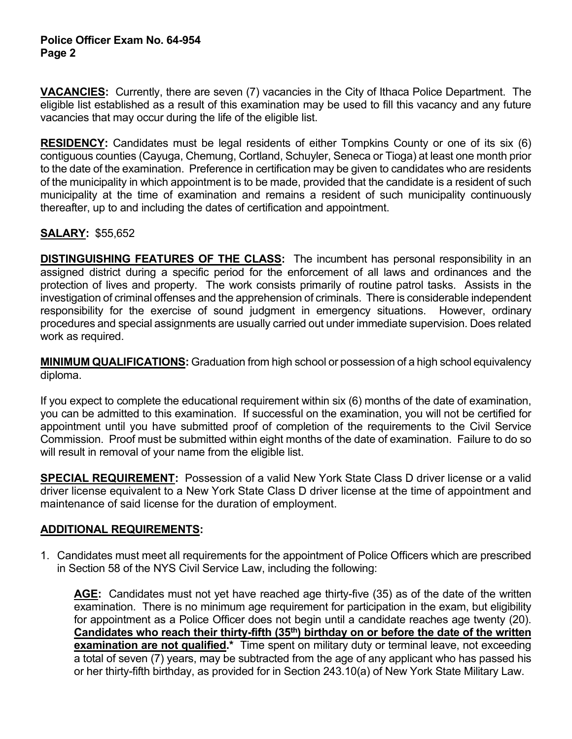**VACANCIES:** Currently, there are seven (7) vacancies in the City of Ithaca Police Department. The eligible list established as a result of this examination may be used to fill this vacancy and any future vacancies that may occur during the life of the eligible list.

**RESIDENCY:** Candidates must be legal residents of either Tompkins County or one of its six (6) contiguous counties (Cayuga, Chemung, Cortland, Schuyler, Seneca or Tioga) at least one month prior to the date of the examination. Preference in certification may be given to candidates who are residents of the municipality in which appointment is to be made, provided that the candidate is a resident of such municipality at the time of examination and remains a resident of such municipality continuously thereafter, up to and including the dates of certification and appointment.

**SALARY:** $55,652

**DISTINGUISHING FEATURES OF THE CLASS:** The incumbent has personal responsibility in an assigned district during a specific period for the enforcement of all laws and ordinances and the protection of lives and property. The work consists primarily of routine patrol tasks. Assists in the investigation of criminal offenses and the apprehension of criminals. There is considerable independent responsibility for the exercise of sound judgment in emergency situations. However, ordinary procedures and special assignments are usually carried out under immediate supervision. Does related work as required.

**MINIMUM QUALIFICATIONS:** Graduation from high school or possession of a high school equivalency diploma.

If you expect to complete the educational requirement within six (6) months of the date of examination, you can be admitted to this examination. If successful on the examination, you will not be certified for appointment until you have submitted proof of completion of the requirements to the Civil Service Commission. Proof must be submitted within eight months of the date of examination. Failure to do so will result in removal of your name from the eligible list.

**SPECIAL REQUIREMENT:** Possession of a valid New York State Class D driver license or a valid driver license equivalent to a New York State Class D driver license at the time of appointment and maintenance of said license for the duration of employment.

**ADDITIONAL REQUIREMENTS:**

1. Candidates must meet all requirements for the appointment of Police Officers which are prescribed in Section 58 of the NYS Civil Service Law, including the following:

   **AGE:** Candidates must not yet have reached age thirty-five (35) as of the date of the written examination. There is no minimum age requirement for participation in the exam, but eligibility for appointment as a Police Officer does not begin until a candidate reaches age twenty (20). **Candidates who reach their thirty-fifth (35th) birthday on or before the date of the written examination are not qualified.*** Time spent on military duty or terminal leave, not exceeding a total of seven (7) years, may be subtracted from the age of any applicant who has passed his or her thirty-fifth birthday, as provided for in Section 243.10(a) of New York State Military Law.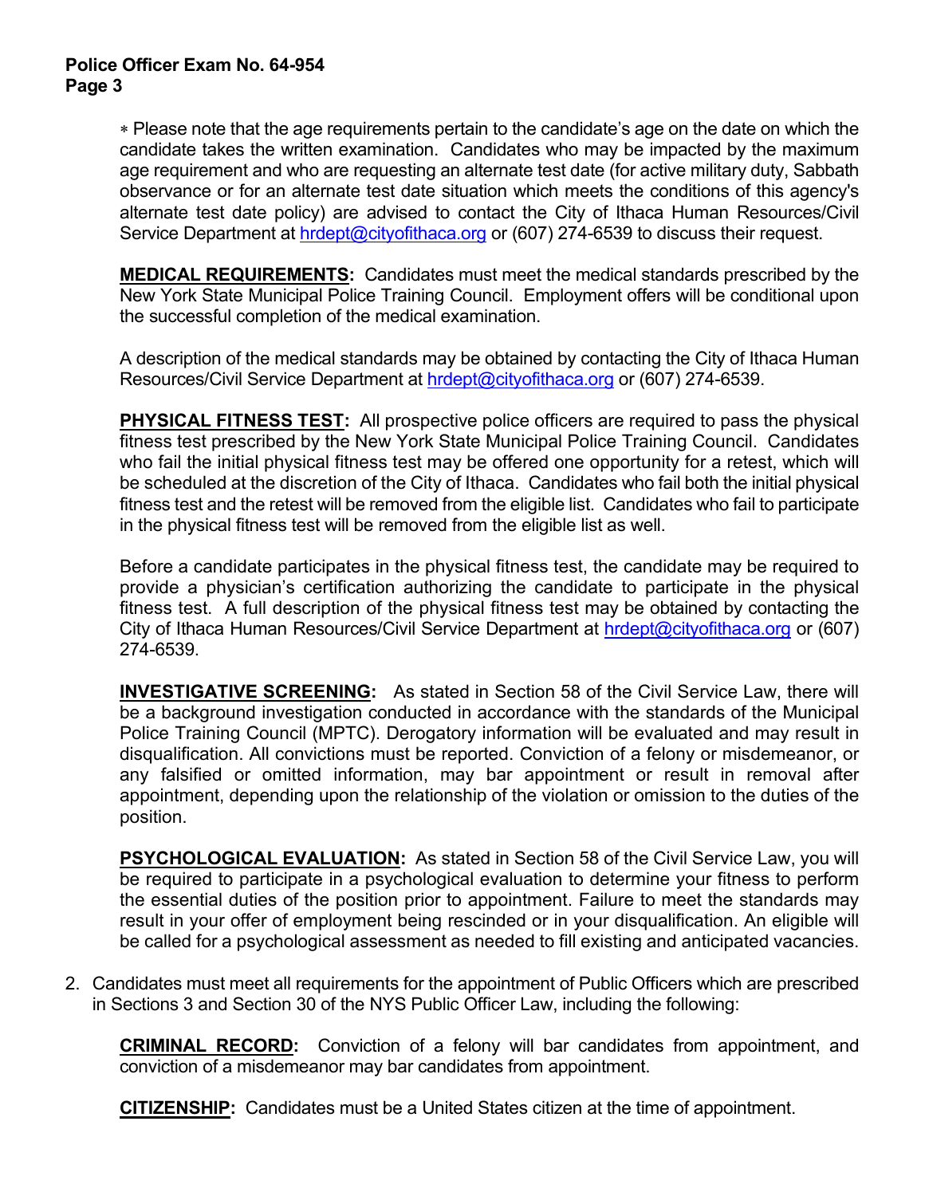∗ Please note that the age requirements pertain to the candidate's age on the date on which the candidate takes the written examination. Candidates who may be impacted by the maximum age requirement and who are requesting an alternate test date (for active military duty, Sabbath observance or for an alternate test date situation which meets the conditions of this agency's alternate test date policy) are advised to contact the City of Ithaca Human Resources/Civil Service Department at hrdept@cityofithaca.org or (607) 274-6539 to discuss their request.

**MEDICAL REQUIREMENTS:** Candidates must meet the medical standards prescribed by the New York State Municipal Police Training Council. Employment offers will be conditional upon the successful completion of the medical examination.

A description of the medical standards may be obtained by contacting the City of Ithaca Human Resources/Civil Service Department at hrdept@cityofithaca.org or (607) 274-6539.

**PHYSICAL FITNESS TEST:** All prospective police officers are required to pass the physical fitness test prescribed by the New York State Municipal Police Training Council. Candidates who fail the initial physical fitness test may be offered one opportunity for a retest, which will be scheduled at the discretion of the City of Ithaca. Candidates who fail both the initial physical fitness test and the retest will be removed from the eligible list. Candidates who fail to participate in the physical fitness test will be removed from the eligible list as well.

Before a candidate participates in the physical fitness test, the candidate may be required to provide a physician's certification authorizing the candidate to participate in the physical fitness test. A full description of the physical fitness test may be obtained by contacting the City of Ithaca Human Resources/Civil Service Department at hrdept@cityofithaca.org or (607) 274-6539.

**INVESTIGATIVE SCREENING:** As stated in Section 58 of the Civil Service Law, there will be a background investigation conducted in accordance with the standards of the Municipal Police Training Council (MPTC). Derogatory information will be evaluated and may result in disqualification. All convictions must be reported. Conviction of a felony or misdemeanor, or any falsified or omitted information, may bar appointment or result in removal after appointment, depending upon the relationship of the violation or omission to the duties of the position.

**PSYCHOLOGICAL EVALUATION:** As stated in Section 58 of the Civil Service Law, you will be required to participate in a psychological evaluation to determine your fitness to perform the essential duties of the position prior to appointment. Failure to meet the standards may result in your offer of employment being rescinded or in your disqualification. An eligible will be called for a psychological assessment as needed to fill existing and anticipated vacancies.

2. Candidates must meet all requirements for the appointment of Public Officers which are prescribed in Sections 3 and Section 30 of the NYS Public Officer Law, including the following:

   **CRIMINAL RECORD:** Conviction of a felony will bar candidates from appointment, and conviction of a misdemeanor may bar candidates from appointment.

   **CITIZENSHIP:** Candidates must be a United States citizen at the time of appointment.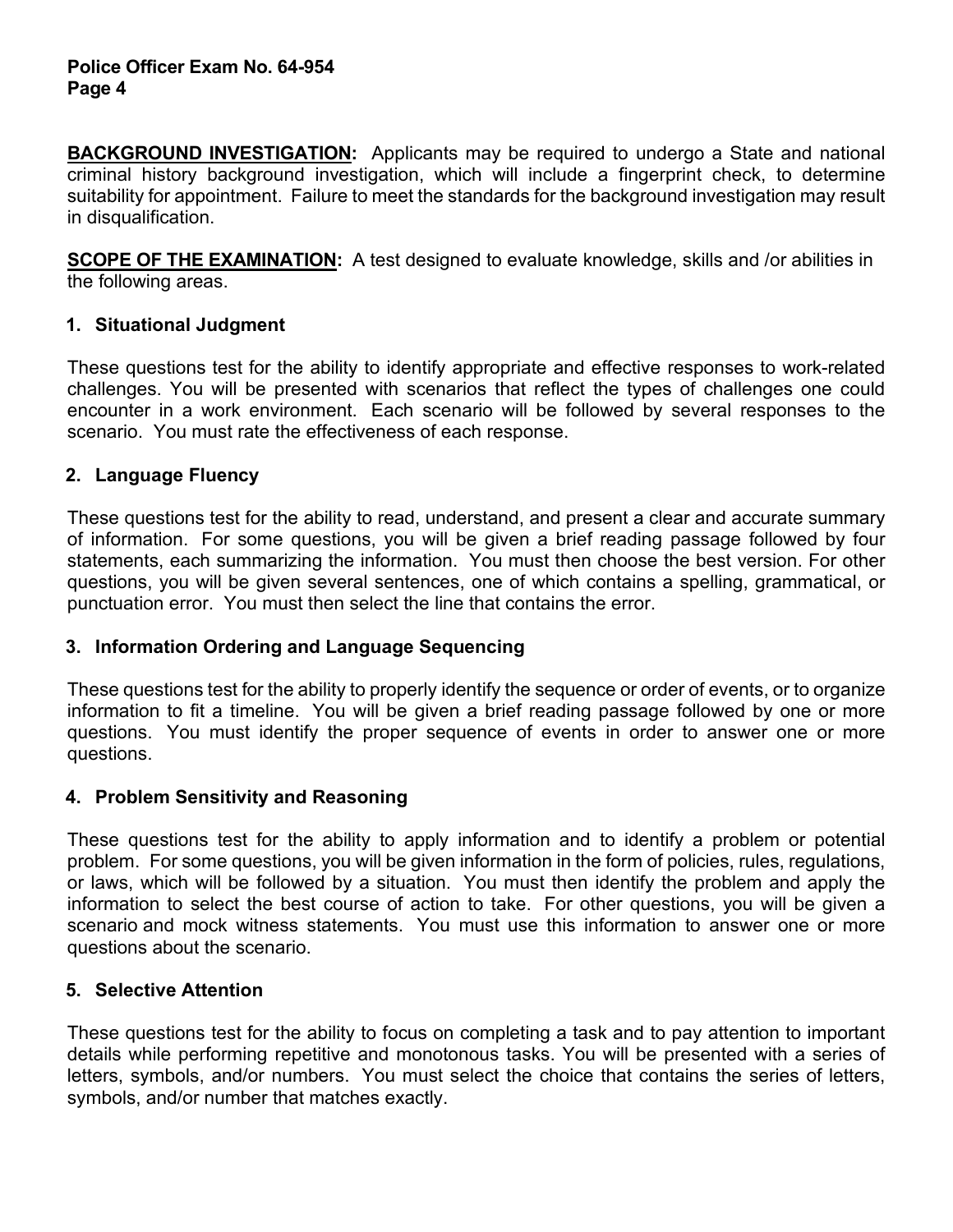**BACKGROUND INVESTIGATION:** Applicants may be required to undergo a State and national criminal history background investigation, which will include a fingerprint check, to determine suitability for appointment. Failure to meet the standards for the background investigation may result in disqualification.

**SCOPE OF THE EXAMINATION:** A test designed to evaluate knowledge, skills and /or abilities in the following areas.

### 1. Situational Judgment

These questions test for the ability to identify appropriate and effective responses to work-related challenges. You will be presented with scenarios that reflect the types of challenges one could encounter in a work environment. Each scenario will be followed by several responses to the scenario. You must rate the effectiveness of each response.

### 2. Language Fluency

These questions test for the ability to read, understand, and present a clear and accurate summary of information. For some questions, you will be given a brief reading passage followed by four statements, each summarizing the information. You must then choose the best version. For other questions, you will be given several sentences, one of which contains a spelling, grammatical, or punctuation error. You must then select the line that contains the error.

### 3. Information Ordering and Language Sequencing

These questions test for the ability to properly identify the sequence or order of events, or to organize information to fit a timeline. You will be given a brief reading passage followed by one or more questions. You must identify the proper sequence of events in order to answer one or more questions.

### 4. Problem Sensitivity and Reasoning

These questions test for the ability to apply information and to identify a problem or potential problem. For some questions, you will be given information in the form of policies, rules, regulations, or laws, which will be followed by a situation. You must then identify the problem and apply the information to select the best course of action to take. For other questions, you will be given a scenario and mock witness statements. You must use this information to answer one or more questions about the scenario.

### 5. Selective Attention

These questions test for the ability to focus on completing a task and to pay attention to important details while performing repetitive and monotonous tasks. You will be presented with a series of letters, symbols, and/or numbers. You must select the choice that contains the series of letters, symbols, and/or number that matches exactly.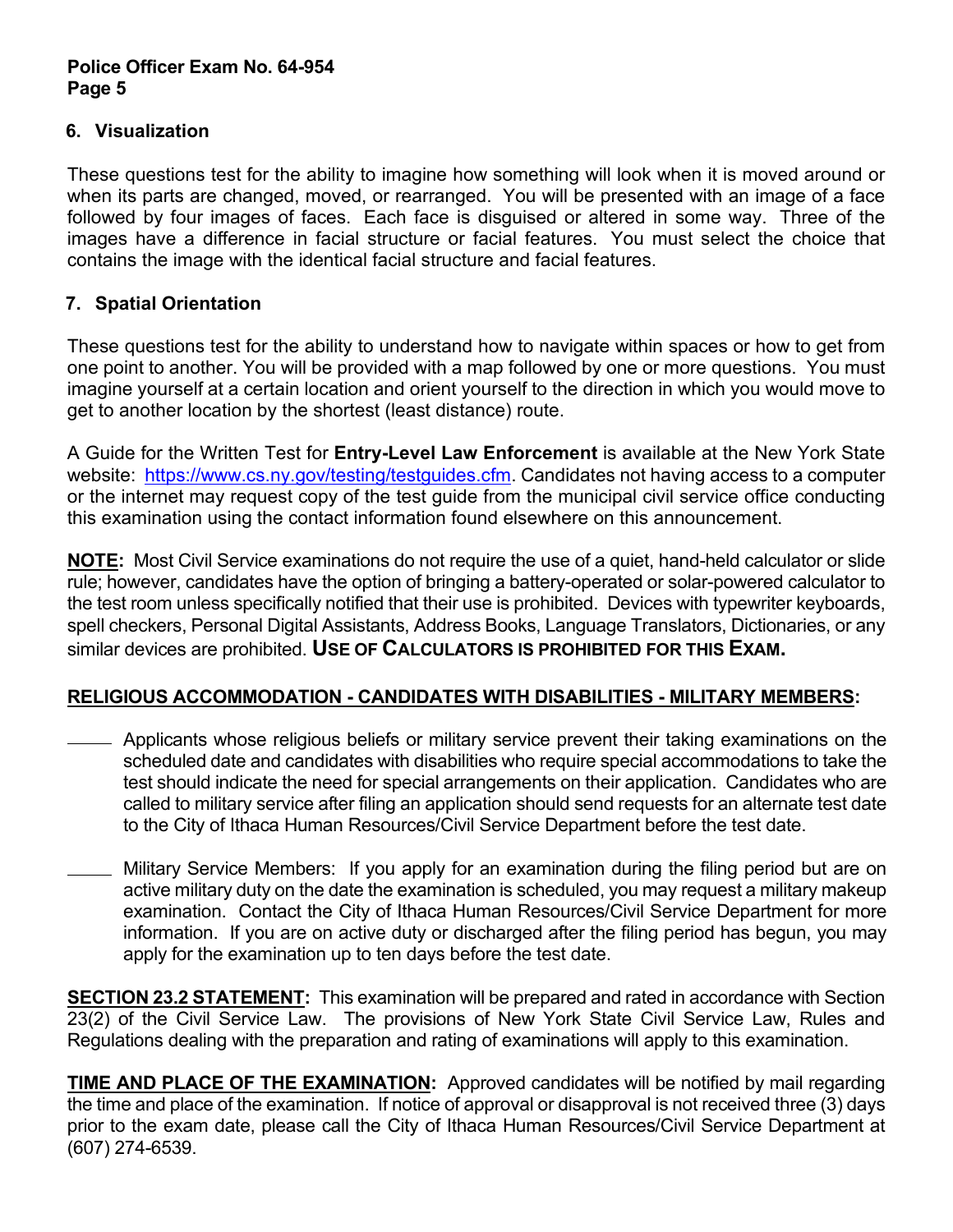### 6. Visualization

These questions test for the ability to imagine how something will look when it is moved around or when its parts are changed, moved, or rearranged. You will be presented with an image of a face followed by four images of faces. Each face is disguised or altered in some way. Three of the images have a difference in facial structure or facial features. You must select the choice that contains the image with the identical facial structure and facial features.

### 7. Spatial Orientation

These questions test for the ability to understand how to navigate within spaces or how to get from one point to another. You will be provided with a map followed by one or more questions. You must imagine yourself at a certain location and orient yourself to the direction in which you would move to get to another location by the shortest (least distance) route.

A Guide for the Written Test for **Entry-Level Law Enforcement** is available at the New York State website: [https://www.cs.ny.gov/testing/testguides.cfm](https://www.cs.ny.gov/testing/testguides.cfm). Candidates not having access to a computer or the internet may request copy of the test guide from the municipal civil service office conducting this examination using the contact information found elsewhere on this announcement.

**NOTE:** Most Civil Service examinations do not require the use of a quiet, hand-held calculator or slide rule; however, candidates have the option of bringing a battery-operated or solar-powered calculator to the test room unless specifically notified that their use is prohibited. Devices with typewriter keyboards, spell checkers, Personal Digital Assistants, Address Books, Language Translators, Dictionaries, or any similar devices are prohibited. **USE OF CALCULATORS IS PROHIBITED FOR THIS EXAM.**

**RELIGIOUS ACCOMMODATION - CANDIDATES WITH DISABILITIES - MILITARY MEMBERS:**

- Applicants whose religious beliefs or military service prevent their taking examinations on the scheduled date and candidates with disabilities who require special accommodations to take the test should indicate the need for special arrangements on their application. Candidates who are called to military service after filing an application should send requests for an alternate test date to the City of Ithaca Human Resources/Civil Service Department before the test date.

- Military Service Members: If you apply for an examination during the filing period but are on active military duty on the date the examination is scheduled, you may request a military makeup examination. Contact the City of Ithaca Human Resources/Civil Service Department for more information. If you are on active duty or discharged after the filing period has begun, you may apply for the examination up to ten days before the test date.

**SECTION 23.2 STATEMENT:** This examination will be prepared and rated in accordance with Section 23(2) of the Civil Service Law. The provisions of New York State Civil Service Law, Rules and Regulations dealing with the preparation and rating of examinations will apply to this examination.

**TIME AND PLACE OF THE EXAMINATION:** Approved candidates will be notified by mail regarding the time and place of the examination. If notice of approval or disapproval is not received three (3) days prior to the exam date, please call the City of Ithaca Human Resources/Civil Service Department at (607) 274-6539.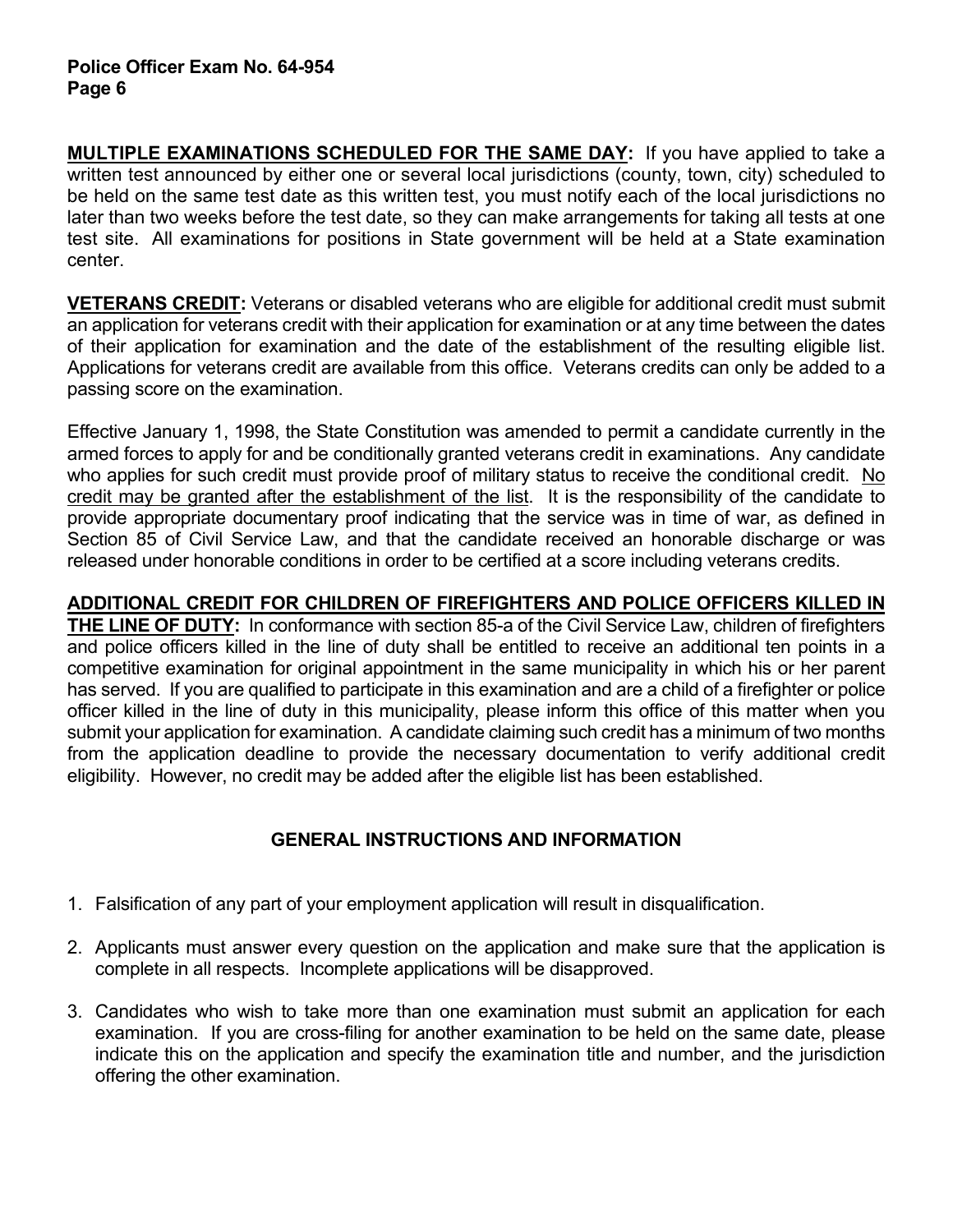**MULTIPLE EXAMINATIONS SCHEDULED FOR THE SAME DAY:** If you have applied to take a written test announced by either one or several local jurisdictions (county, town, city) scheduled to be held on the same test date as this written test, you must notify each of the local jurisdictions no later than two weeks before the test date, so they can make arrangements for taking all tests at one test site. All examinations for positions in State government will be held at a State examination center.

**VETERANS CREDIT:** Veterans or disabled veterans who are eligible for additional credit must submit an application for veterans credit with their application for examination or at any time between the dates of their application for examination and the date of the establishment of the resulting eligible list. Applications for veterans credit are available from this office. Veterans credits can only be added to a passing score on the examination.

Effective January 1, 1998, the State Constitution was amended to permit a candidate currently in the armed forces to apply for and be conditionally granted veterans credit in examinations. Any candidate who applies for such credit must provide proof of military status to receive the conditional credit. No credit may be granted after the establishment of the list. It is the responsibility of the candidate to provide appropriate documentary proof indicating that the service was in time of war, as defined in Section 85 of Civil Service Law, and that the candidate received an honorable discharge or was released under honorable conditions in order to be certified at a score including veterans credits.

**ADDITIONAL CREDIT FOR CHILDREN OF FIREFIGHTERS AND POLICE OFFICERS KILLED IN THE LINE OF DUTY:** In conformance with section 85-a of the Civil Service Law, children of firefighters and police officers killed in the line of duty shall be entitled to receive an additional ten points in a competitive examination for original appointment in the same municipality in which his or her parent has served. If you are qualified to participate in this examination and are a child of a firefighter or police officer killed in the line of duty in this municipality, please inform this office of this matter when you submit your application for examination. A candidate claiming such credit has a minimum of two months from the application deadline to provide the necessary documentation to verify additional credit eligibility. However, no credit may be added after the eligible list has been established.

## GENERAL INSTRUCTIONS AND INFORMATION

1. Falsification of any part of your employment application will result in disqualification.

2. Applicants must answer every question on the application and make sure that the application is complete in all respects. Incomplete applications will be disapproved.

3. Candidates who wish to take more than one examination must submit an application for each examination. If you are cross-filing for another examination to be held on the same date, please indicate this on the application and specify the examination title and number, and the jurisdiction offering the other examination.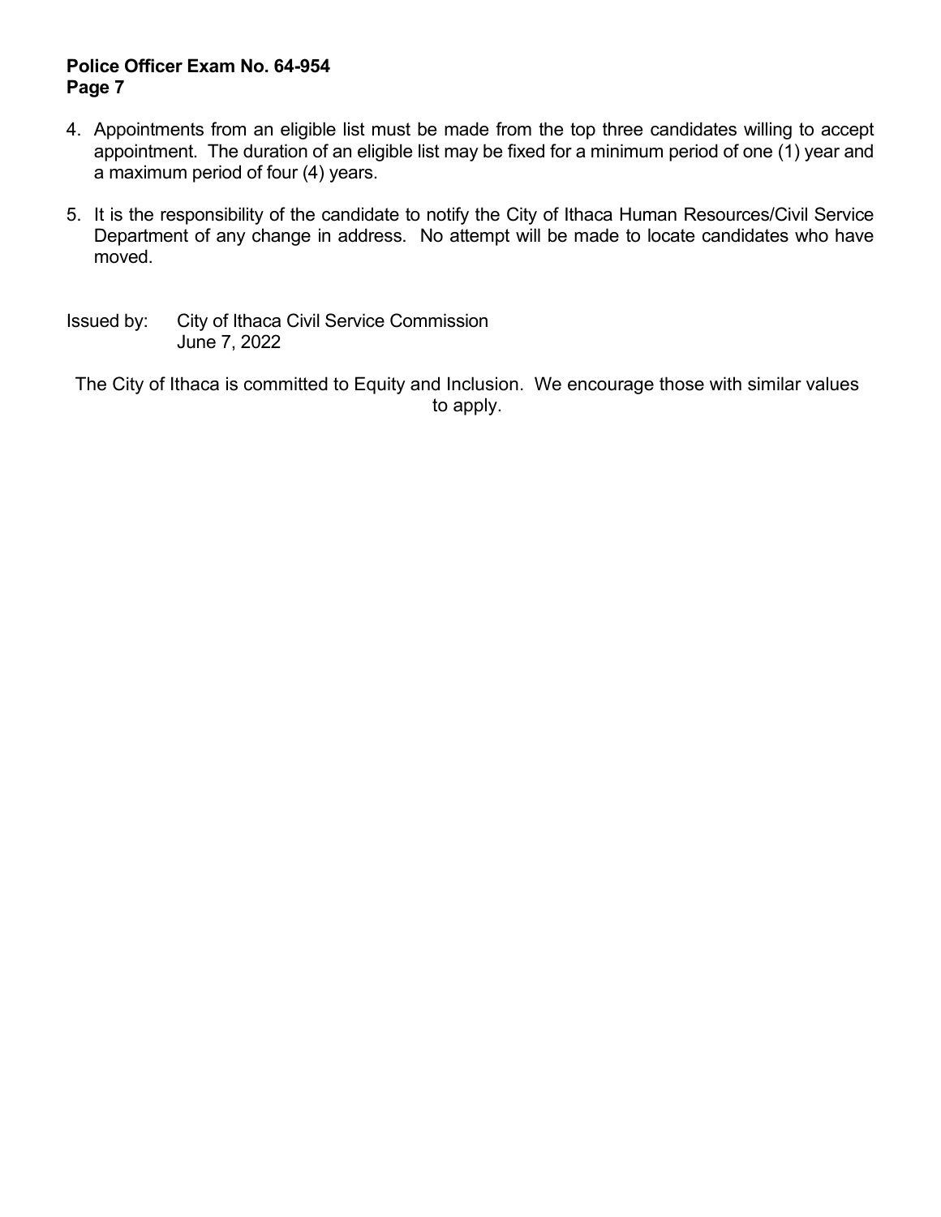4. Appointments from an eligible list must be made from the top three candidates willing to accept appointment. The duration of an eligible list may be fixed for a minimum period of one (1) year and a maximum period of four (4) years.

5. It is the responsibility of the candidate to notify the City of Ithaca Human Resources/Civil Service Department of any change in address. No attempt will be made to locate candidates who have moved.

Issued by: City of Ithaca Civil Service Commission
June 7, 2022

The City of Ithaca is committed to Equity and Inclusion. We encourage those with similar values to apply.